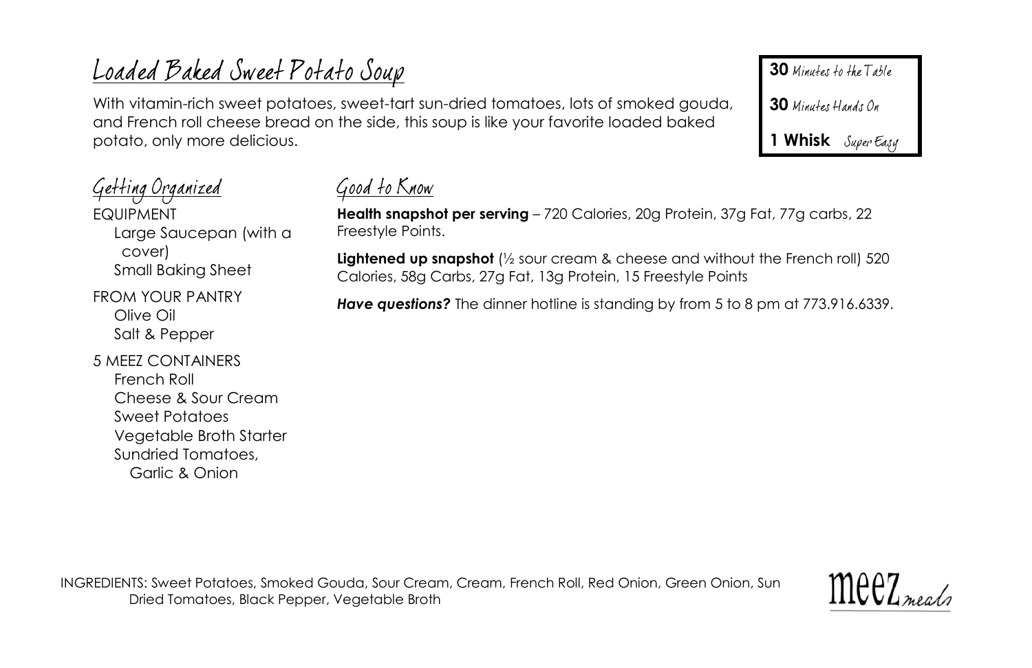# Loaded Baked Sweet Potato Soup

With vitamin-rich sweet potatoes, sweet-tart sun-dried tomatoes, lots of smoked gouda, and French roll cheese bread on the side, this soup is like your favorite loaded baked potato, only more delicious.

**30** Minutes to the Table

**30** Minutes Hands On

**1 Whisk** Super Easy

## Getting Organized

EQUIPMENT
- Large Saucepan (with a cover)
- Small Baking Sheet

FROM YOUR PANTRY
- Olive Oil
- Salt & Pepper

5 MEEZ CONTAINERS
- French Roll
- Cheese & Sour Cream
- Sweet Potatoes
- Vegetable Broth Starter
- Sundried Tomatoes, Garlic & Onion

## Good to Know

**Health snapshot per serving** – 720 Calories, 20g Protein, 37g Fat, 77g carbs, 22 Freestyle Points.

**Lightened up snapshot** (½ sour cream & cheese and without the French roll) 520 Calories, 58g Carbs, 27g Fat, 13g Protein, 15 Freestyle Points

***Have questions?*** The dinner hotline is standing by from 5 to 8 pm at 773.916.6339.

INGREDIENTS: Sweet Potatoes, Smoked Gouda, Sour Cream, Cream, French Roll, Red Onion, Green Onion, Sun Dried Tomatoes, Black Pepper, Vegetable Broth

meez meals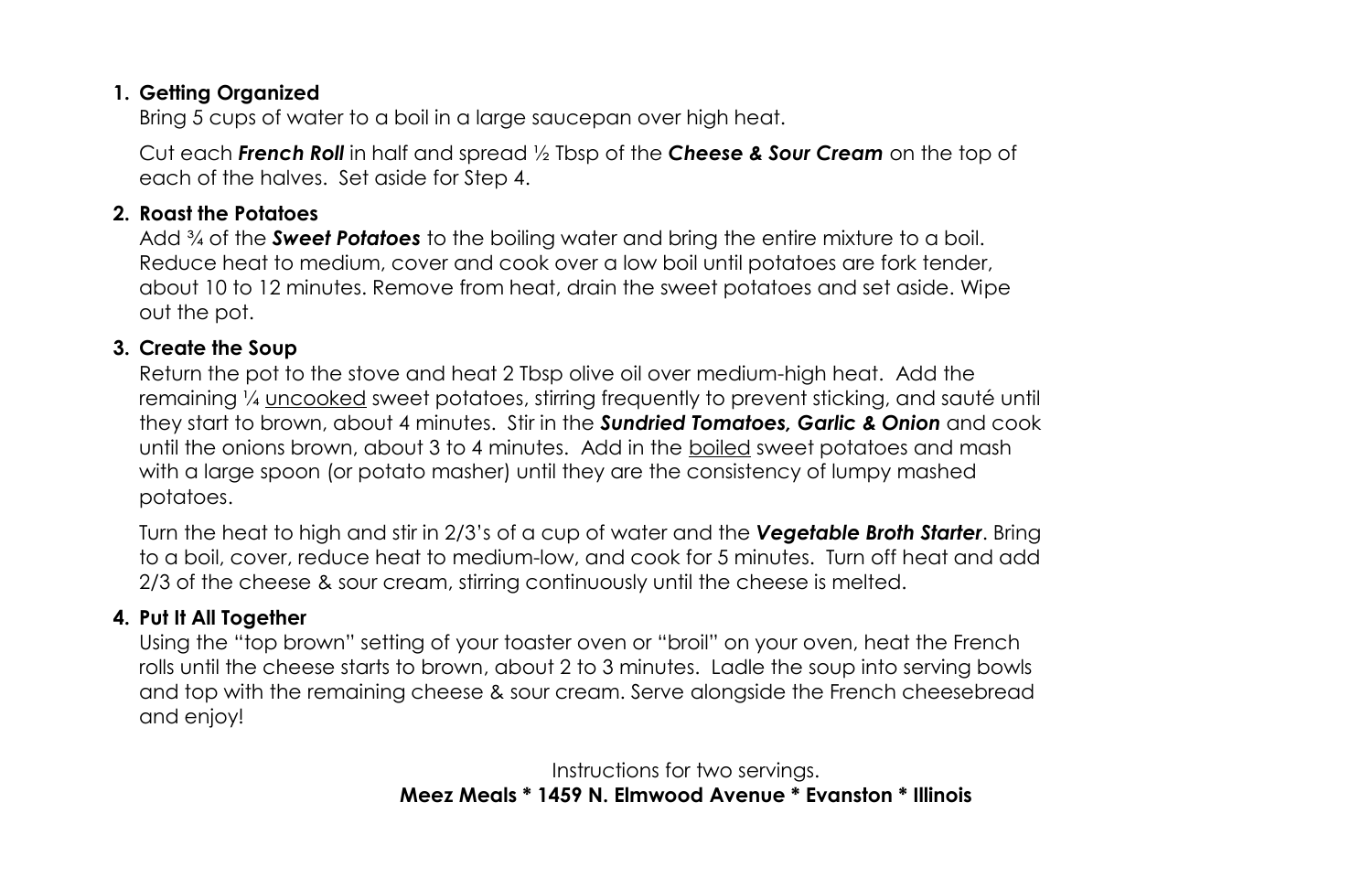1. **Getting Organized**

   Bring 5 cups of water to a boil in a large saucepan over high heat.

   Cut each ***French Roll*** in half and spread ½ Tbsp of the ***Cheese & Sour Cream*** on the top of each of the halves. Set aside for Step 4.

2. **Roast the Potatoes**

   Add ¾ of the ***Sweet Potatoes*** to the boiling water and bring the entire mixture to a boil. Reduce heat to medium, cover and cook over a low boil until potatoes are fork tender, about 10 to 12 minutes. Remove from heat, drain the sweet potatoes and set aside. Wipe out the pot.

3. **Create the Soup**

   Return the pot to the stove and heat 2 Tbsp olive oil over medium-high heat. Add the remaining ¼ uncooked sweet potatoes, stirring frequently to prevent sticking, and sauté until they start to brown, about 4 minutes. Stir in the ***Sundried Tomatoes, Garlic & Onion*** and cook until the onions brown, about 3 to 4 minutes. Add in the boiled sweet potatoes and mash with a large spoon (or potato masher) until they are the consistency of lumpy mashed potatoes.

   Turn the heat to high and stir in 2/3's of a cup of water and the ***Vegetable Broth Starter***. Bring to a boil, cover, reduce heat to medium-low, and cook for 5 minutes. Turn off heat and add 2/3 of the cheese & sour cream, stirring continuously until the cheese is melted.

4. **Put It All Together**

   Using the "top brown" setting of your toaster oven or "broil" on your oven, heat the French rolls until the cheese starts to brown, about 2 to 3 minutes. Ladle the soup into serving bowls and top with the remaining cheese & sour cream. Serve alongside the French cheesebread and enjoy!

Instructions for two servings.

**Meez Meals * 1459 N. Elmwood Avenue * Evanston * Illinois**